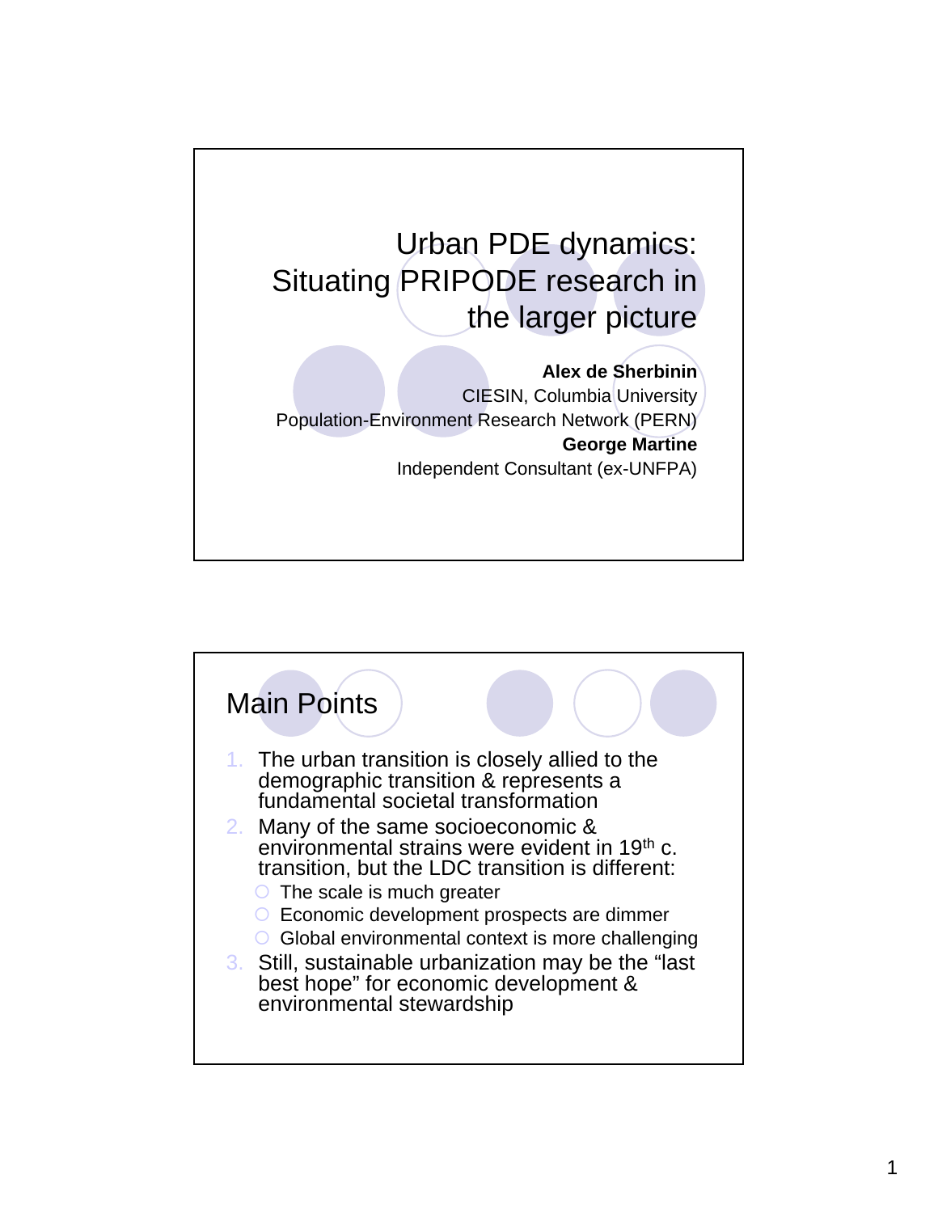# Urban PDE dynamics: Situating PRIPODE research in the larger picture

**Alex de Sherbinin**
CIESIN, Columbia University
Population-Environment Research Network (PERN)
**George Martine**
Independent Consultant (ex-UNFPA)

## Main Points

1. The urban transition is closely allied to the demographic transition & represents a fundamental societal transformation
2. Many of the same socioeconomic & environmental strains were evident in 19th c. transition, but the LDC transition is different:
   - The scale is much greater
   - Economic development prospects are dimmer
   - Global environmental context is more challenging
3. Still, sustainable urbanization may be the "last best hope" for economic development & environmental stewardship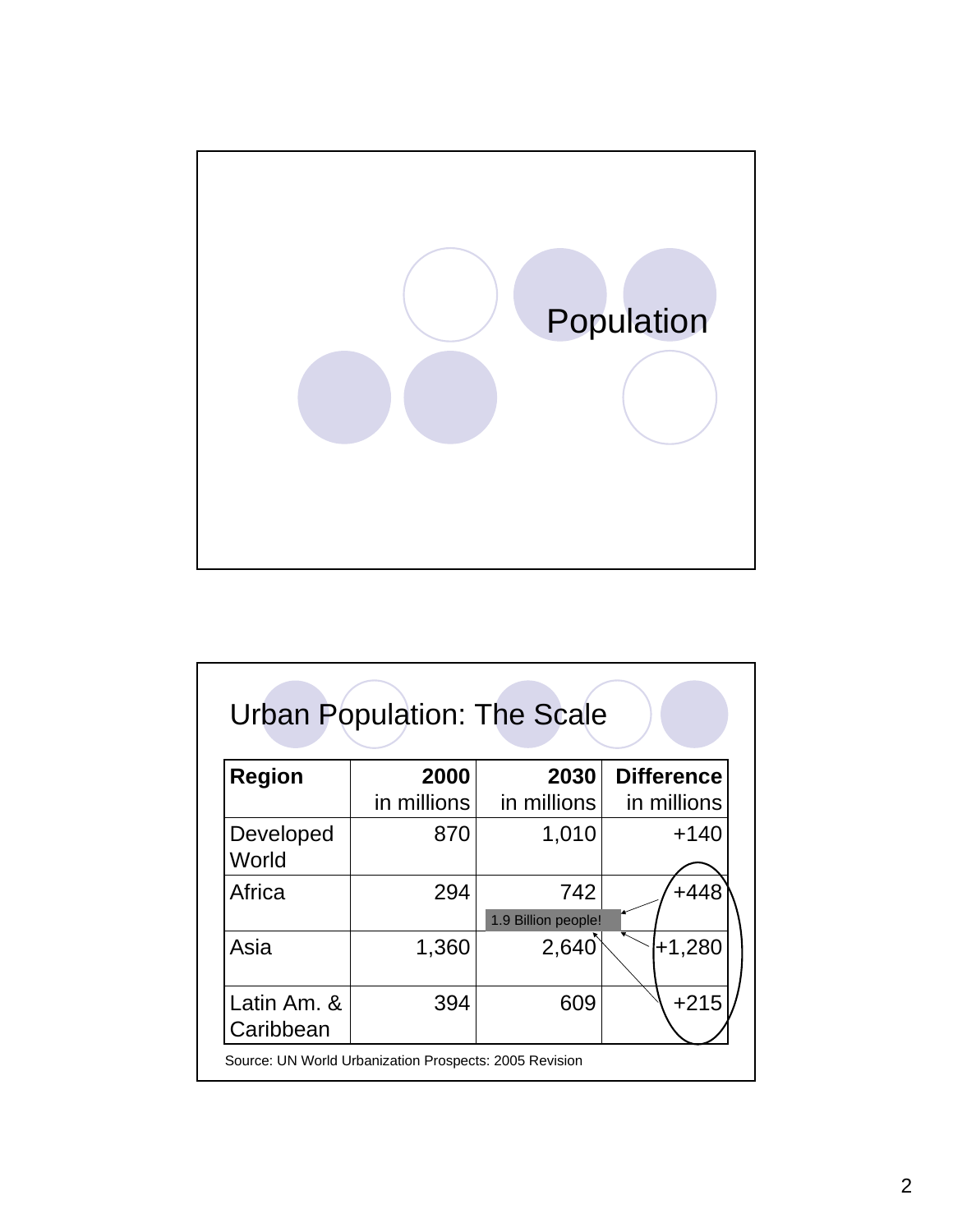# Population

## Urban Population: The Scale

| Region | 2000 in millions | 2030 in millions | Difference in millions |
|---|---|---|---|
| Developed World | 870 | 1,010 | +140 |
| Africa | 294 | 742 | +448 |
| Asia | 1,360 | 2,640 | +1,280 |
| Latin Am. & Caribbean | 394 | 609 | +215 |

1.9 Billion people!

Source: UN World Urbanization Prospects: 2005 Revision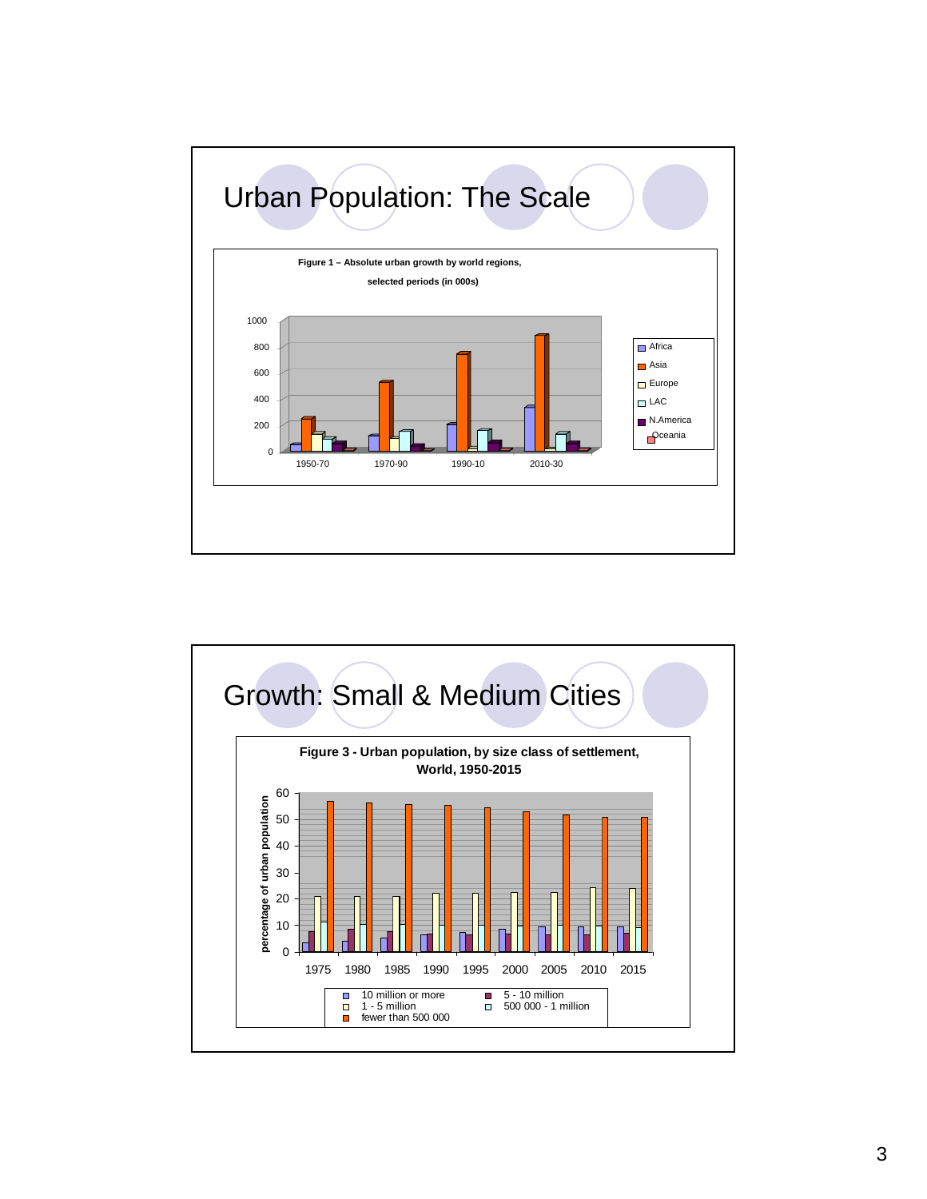# Urban Population: The Scale

Figure 1 – Absolute urban growth by world regions, selected periods (in 000s)

# Growth: Small & Medium Cities

Figure 3 - Urban population, by size class of settlement, World, 1950-2015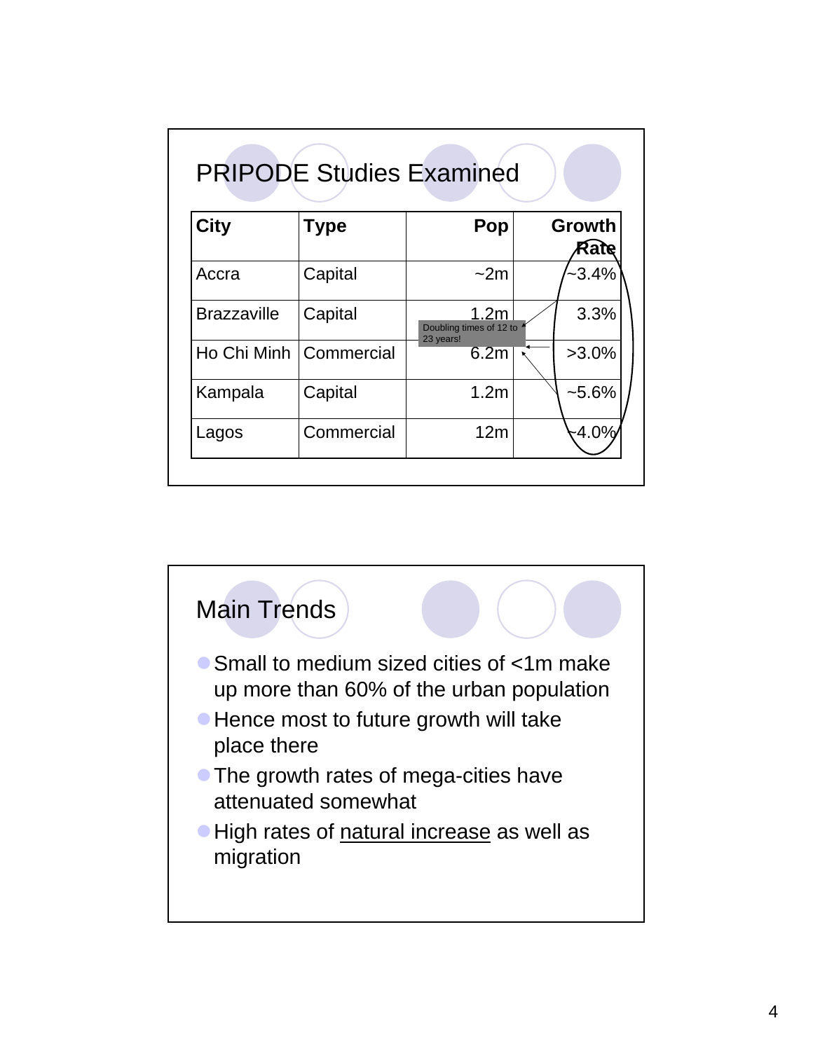## PRIPODE Studies Examined

| City | Type | Pop | Growth Rate |
|---|---|---|---|
| Accra | Capital | ~2m | ~3.4% |
| Brazzaville | Capital | 1.2m | 3.3% |
| Ho Chi Minh | Commercial | 6.2m | >3.0% |
| Kampala | Capital | 1.2m | ~5.6% |
| Lagos | Commercial | 12m | ~4.0% |

Doubling times of 12 to 23 years!

## Main Trends

- Small to medium sized cities of <1m make up more than 60% of the urban population
- Hence most to future growth will take place there
- The growth rates of mega-cities have attenuated somewhat
- High rates of natural increase as well as migration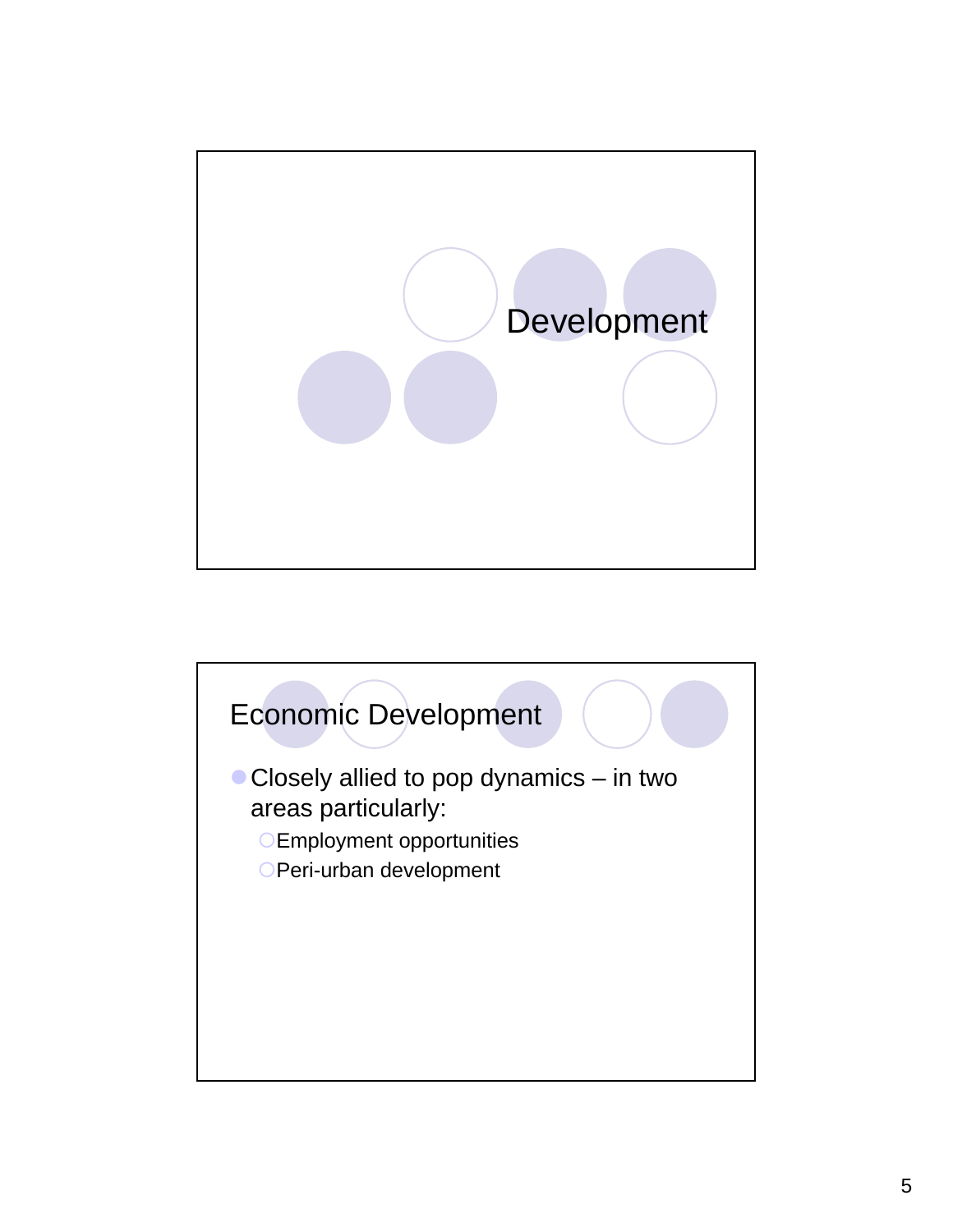# Development

## Economic Development

- Closely allied to pop dynamics – in two areas particularly:
  - Employment opportunities
  - Peri-urban development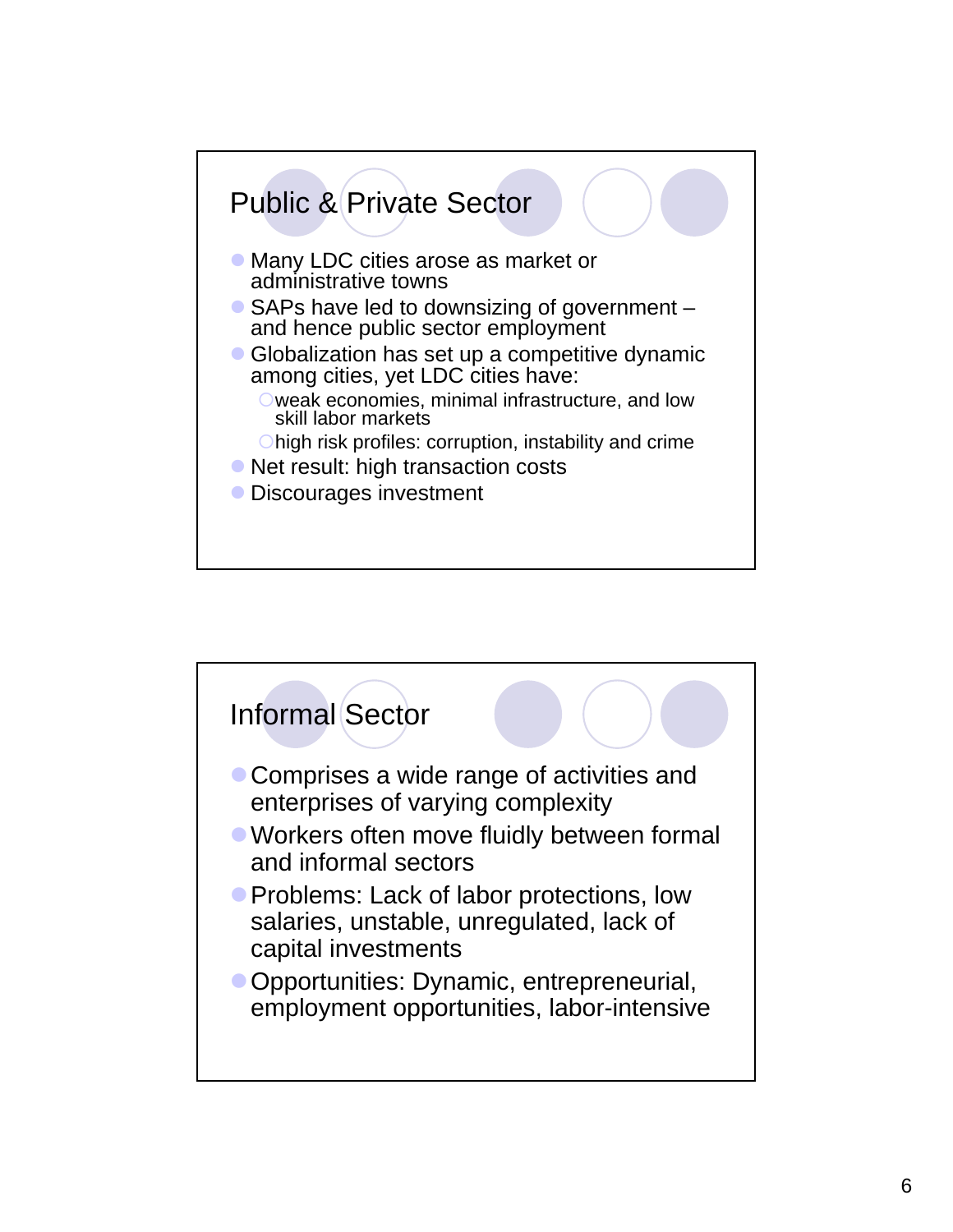## Public & Private Sector

- Many LDC cities arose as market or administrative towns
- SAPs have led to downsizing of government – and hence public sector employment
- Globalization has set up a competitive dynamic among cities, yet LDC cities have:
  - weak economies, minimal infrastructure, and low skill labor markets
  - high risk profiles: corruption, instability and crime
- Net result: high transaction costs
- Discourages investment

## Informal Sector

- Comprises a wide range of activities and enterprises of varying complexity
- Workers often move fluidly between formal and informal sectors
- Problems: Lack of labor protections, low salaries, unstable, unregulated, lack of capital investments
- Opportunities: Dynamic, entrepreneurial, employment opportunities, labor-intensive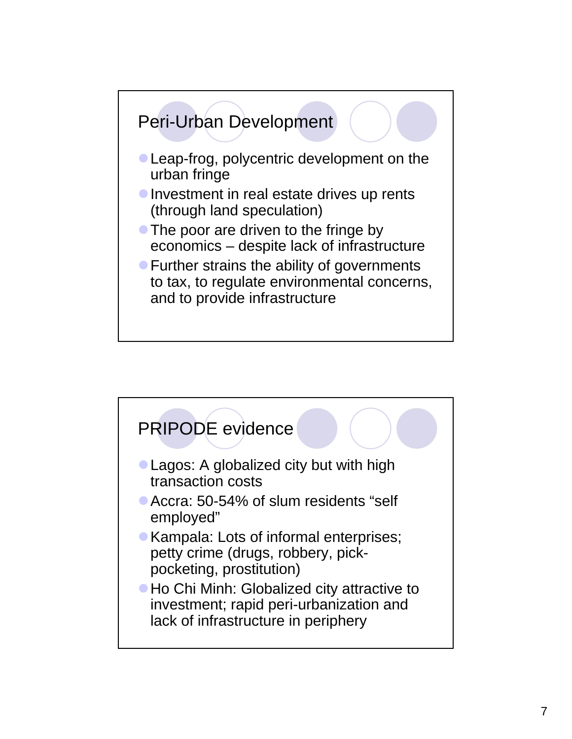## Peri-Urban Development

- Leap-frog, polycentric development on the urban fringe
- Investment in real estate drives up rents (through land speculation)
- The poor are driven to the fringe by economics – despite lack of infrastructure
- Further strains the ability of governments to tax, to regulate environmental concerns, and to provide infrastructure

## PRIPODE evidence

- Lagos: A globalized city but with high transaction costs
- Accra: 50-54% of slum residents "self employed"
- Kampala: Lots of informal enterprises; petty crime (drugs, robbery, pick-pocketing, prostitution)
- Ho Chi Minh: Globalized city attractive to investment; rapid peri-urbanization and lack of infrastructure in periphery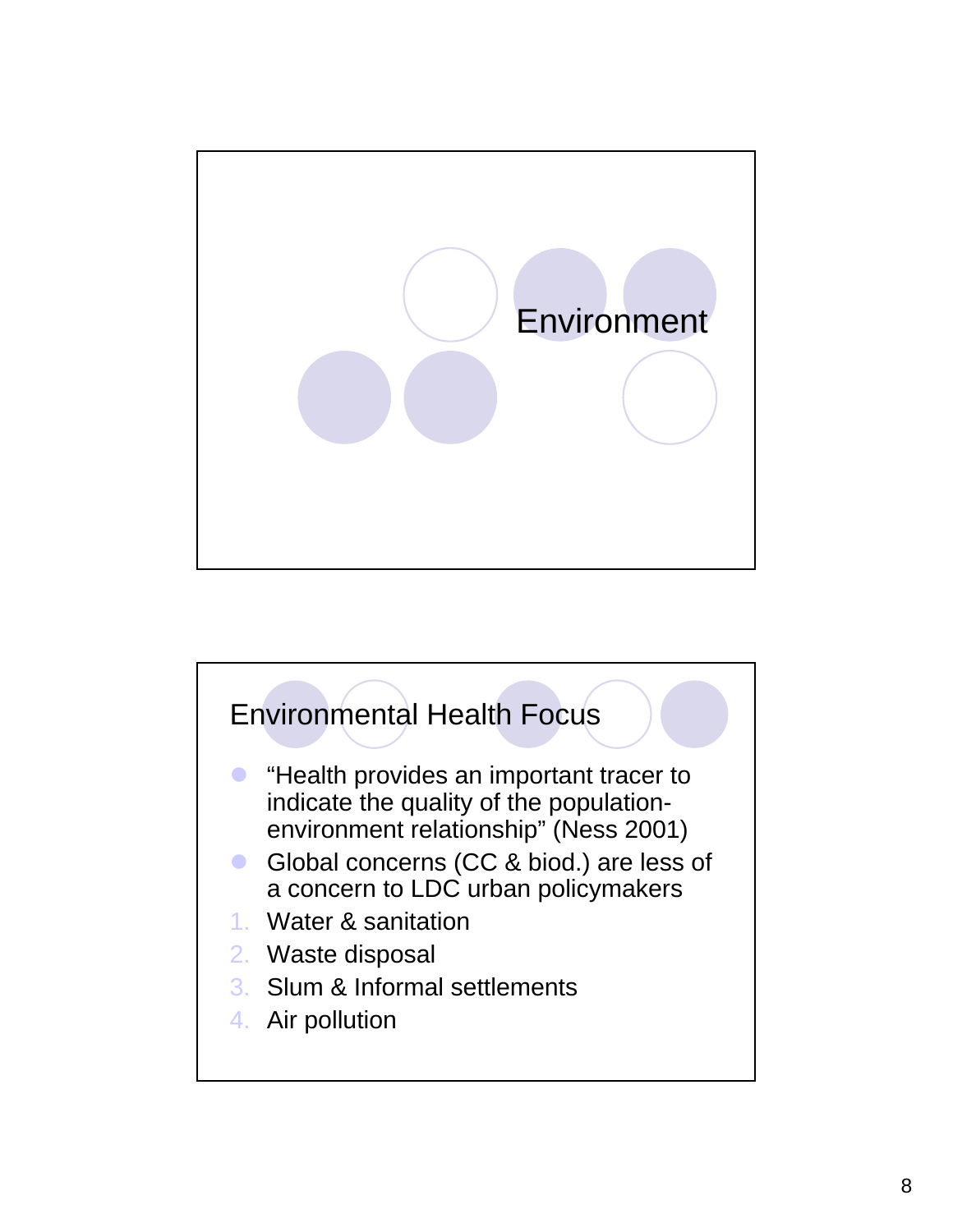# Environment

## Environmental Health Focus

- "Health provides an important tracer to indicate the quality of the population-environment relationship" (Ness 2001)
- Global concerns (CC & biod.) are less of a concern to LDC urban policymakers

1. Water & sanitation
2. Waste disposal
3. Slum & Informal settlements
4. Air pollution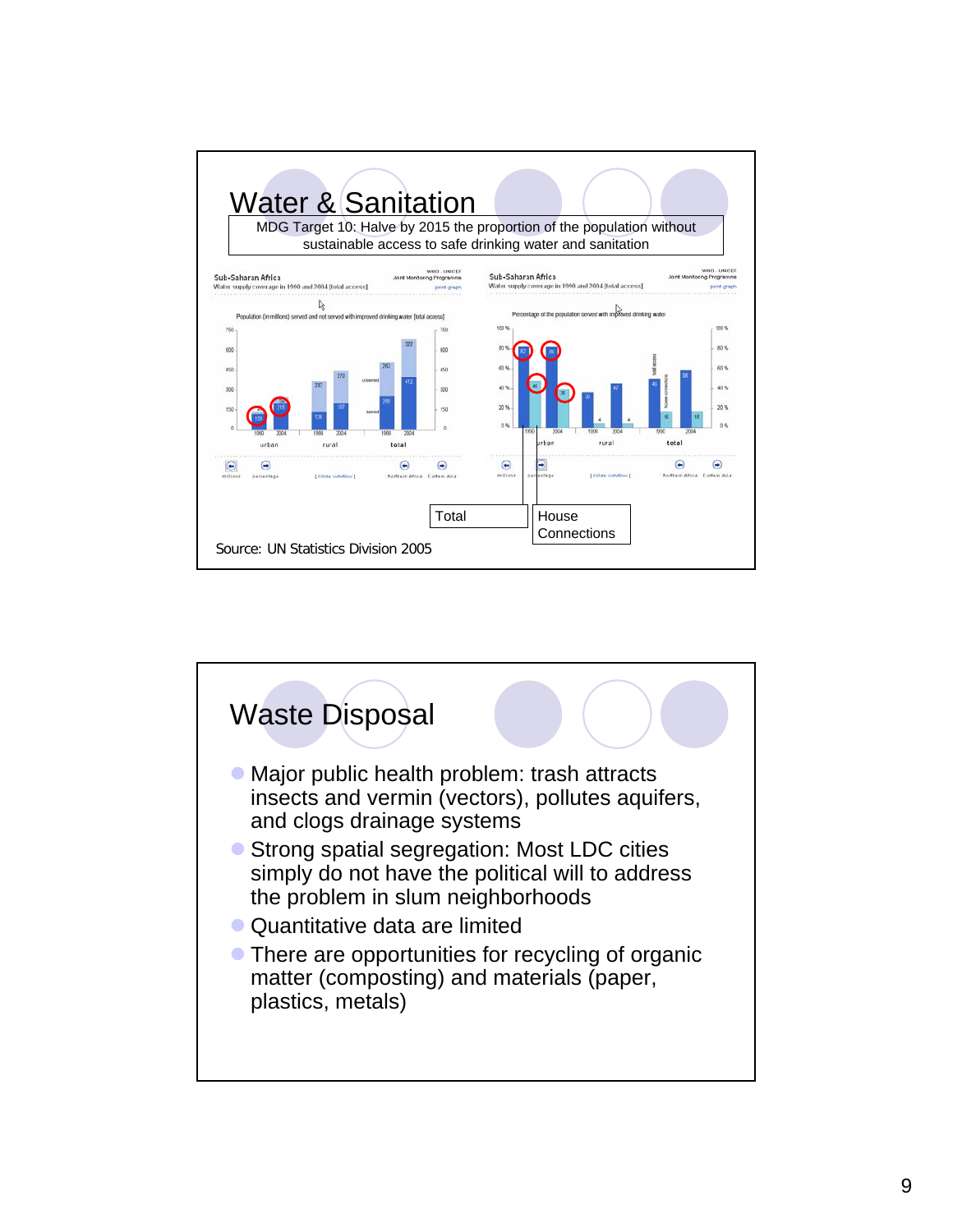# Water & Sanitation

MDG Target 10: Halve by 2015 the proportion of the population without sustainable access to safe drinking water and sanitation

Total

House Connections

Source: UN Statistics Division 2005

# Waste Disposal

- Major public health problem: trash attracts insects and vermin (vectors), pollutes aquifers, and clogs drainage systems
- Strong spatial segregation: Most LDC cities simply do not have the political will to address the problem in slum neighborhoods
- Quantitative data are limited
- There are opportunities for recycling of organic matter (composting) and materials (paper, plastics, metals)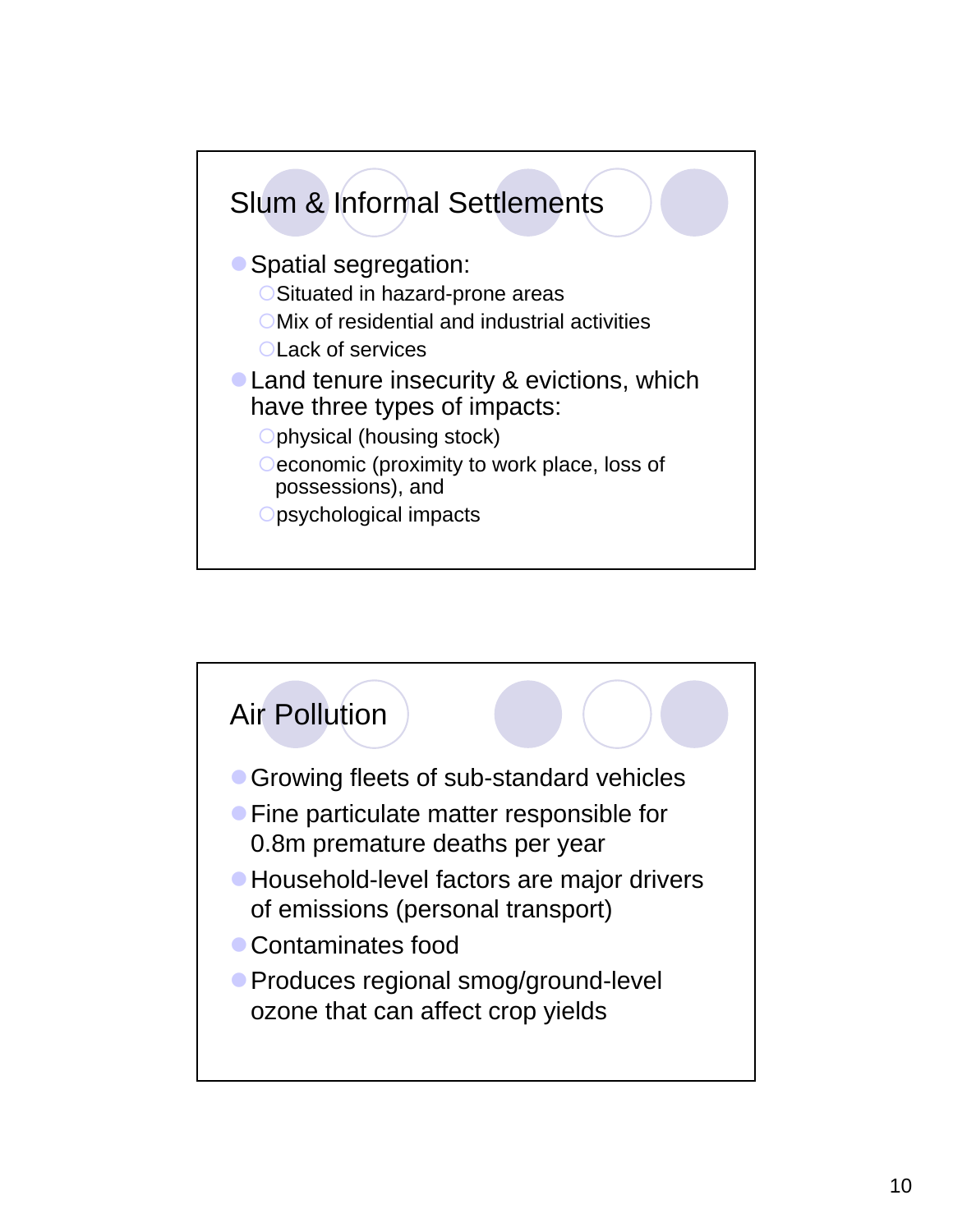## Slum & Informal Settlements

- Spatial segregation:
  - Situated in hazard-prone areas
  - Mix of residential and industrial activities
  - Lack of services
- Land tenure insecurity & evictions, which have three types of impacts:
  - physical (housing stock)
  - economic (proximity to work place, loss of possessions), and
  - psychological impacts

## Air Pollution

- Growing fleets of sub-standard vehicles
- Fine particulate matter responsible for 0.8m premature deaths per year
- Household-level factors are major drivers of emissions (personal transport)
- Contaminates food
- Produces regional smog/ground-level ozone that can affect crop yields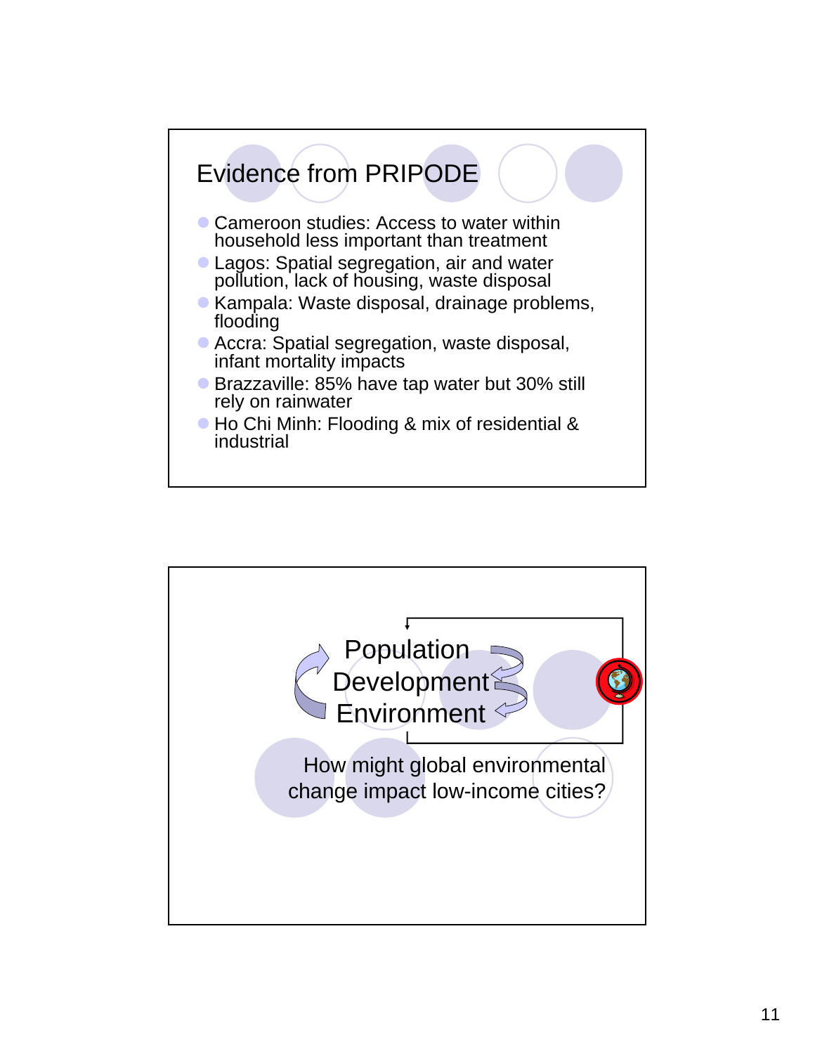## Evidence from PRIPODE

- Cameroon studies: Access to water within household less important than treatment
- Lagos: Spatial segregation, air and water pollution, lack of housing, waste disposal
- Kampala: Waste disposal, drainage problems, flooding
- Accra: Spatial segregation, waste disposal, infant mortality impacts
- Brazzaville: 85% have tap water but 30% still rely on rainwater
- Ho Chi Minh: Flooding & mix of residential & industrial

---

Population
Development
Environment

How might global environmental change impact low-income cities?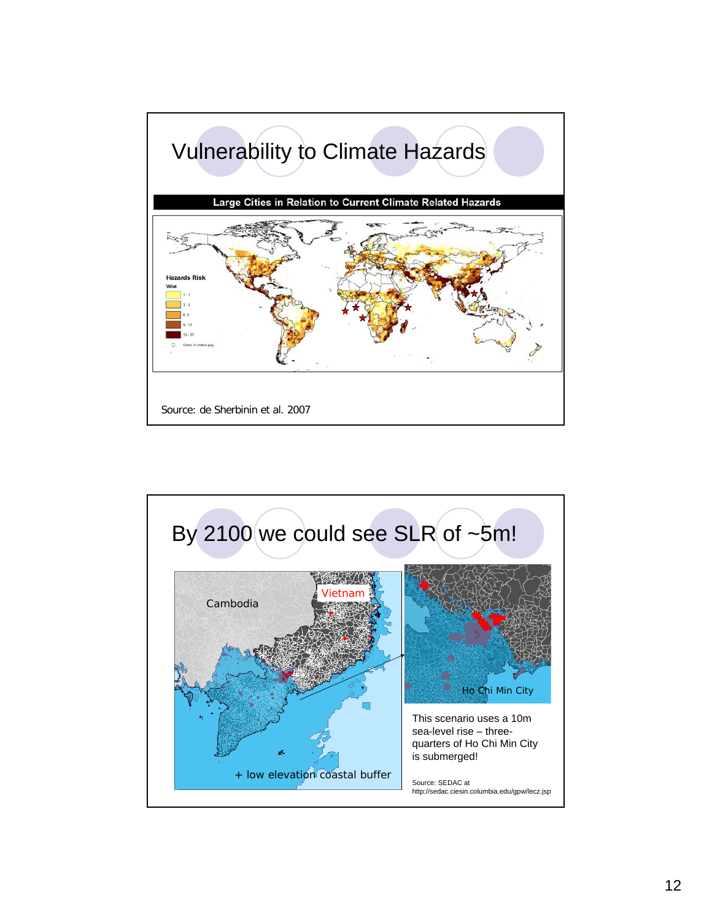# Vulnerability to Climate Hazards

Large Cities in Relation to Current Climate Related Hazards

Hazards Risk

Value

- 1 - 1
- 3 - 6
- 6 - 9
- 9 - 13
- 13 - 37
- Cities >5 million pop

Source: de Sherbinin et al. 2007

# By 2100 we could see SLR of ~5m!

Cambodia

Vietnam

+ low elevation coastal buffer

Ho Chi Min City

This scenario uses a 10m sea-level rise – three-quarters of Ho Chi Min City is submerged!

Source: SEDAC at http://sedac.ciesin.columbia.edu/gpw/lecz.jsp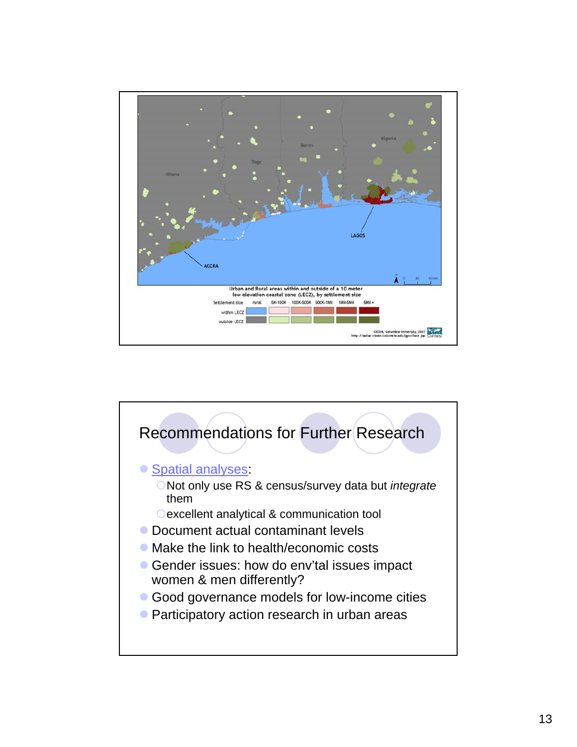Urban and Rural areas within and outside of a 10 meter low elevation coastal zone (LECZ), by settlement size

| Settlement size | rural | 5K-100K | 100K-500K | 500K-1Mil | 1Mil-5Mil | 5Mil + |
|---|---|---|---|---|---|---|
| within LECZ | | | | | | |
| outside LECZ | | | | | | |

CIESIN, Columbia University, 2007
http://sedac.ciesin.columbia.edu/gpw/lecz.jsp

## Recommendations for Further Research

- Spatial analyses:
  - Not only use RS & census/survey data but *integrate* them
  - excellent analytical & communication tool
- Document actual contaminant levels
- Make the link to health/economic costs
- Gender issues: how do env'tal issues impact women & men differently?
- Good governance models for low-income cities
- Participatory action research in urban areas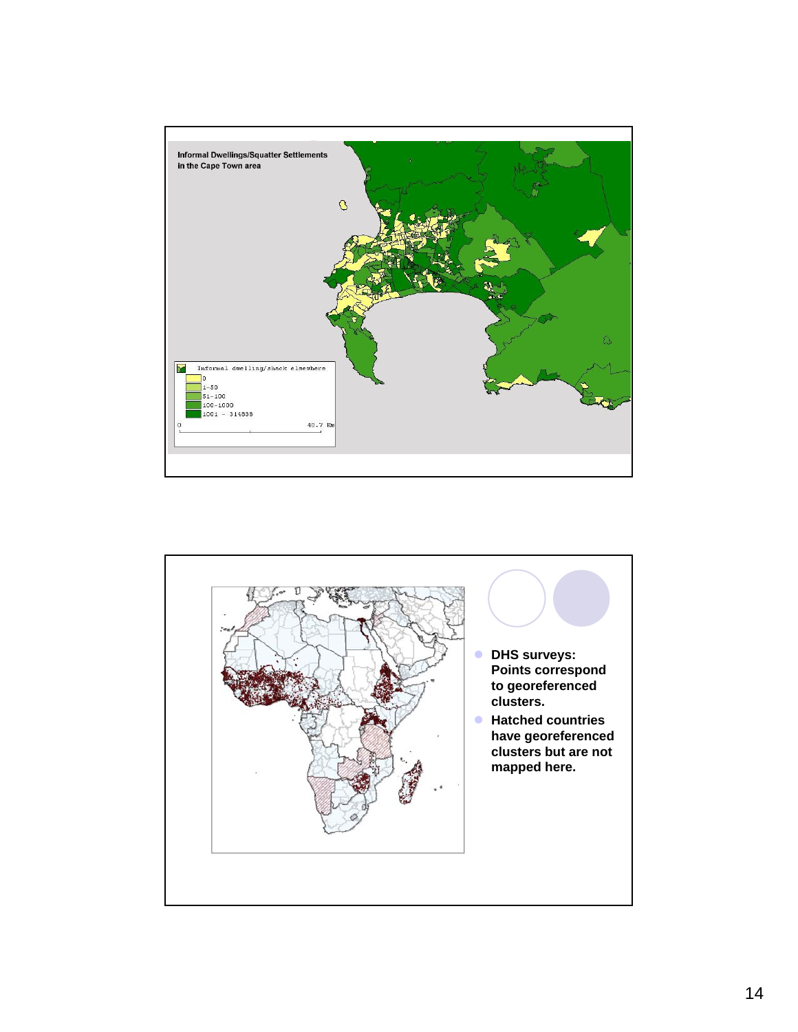Informal Dwellings/Squatter Settlements in the Cape Town area

Informal dwelling/shack elsewhere
- 0
- 1-50
- 51-100
- 100-1000
- 1001 - 314838

0 — 40.7 Km

- **DHS surveys: Points correspond to georeferenced clusters.**
- **Hatched countries have georeferenced clusters but are not mapped here.**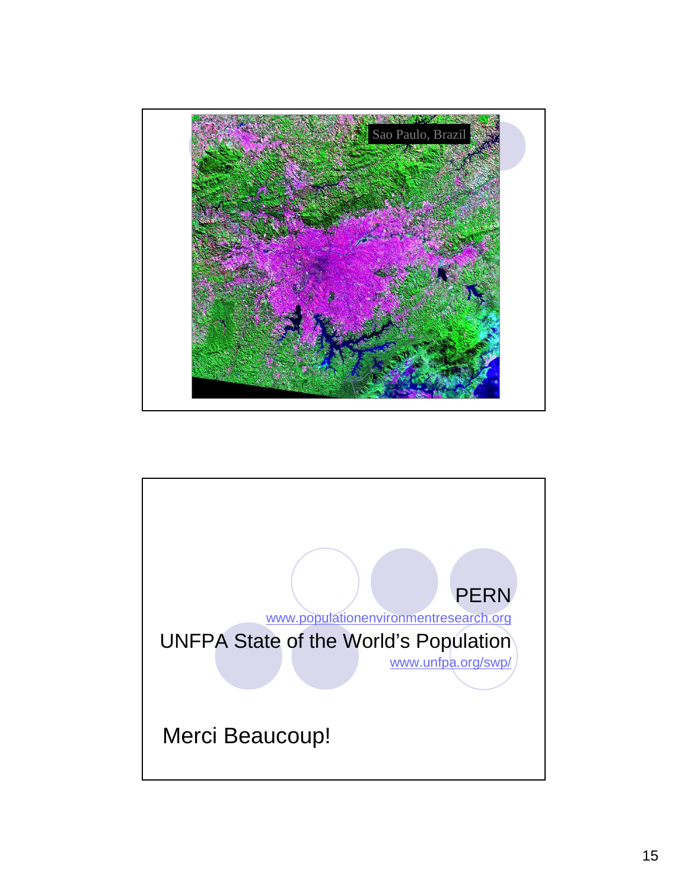Sao Paulo, Brazil

PERN

www.populationenvironmentresearch.org

UNFPA State of the World's Population

www.unfpa.org/swp/

Merci Beaucoup!